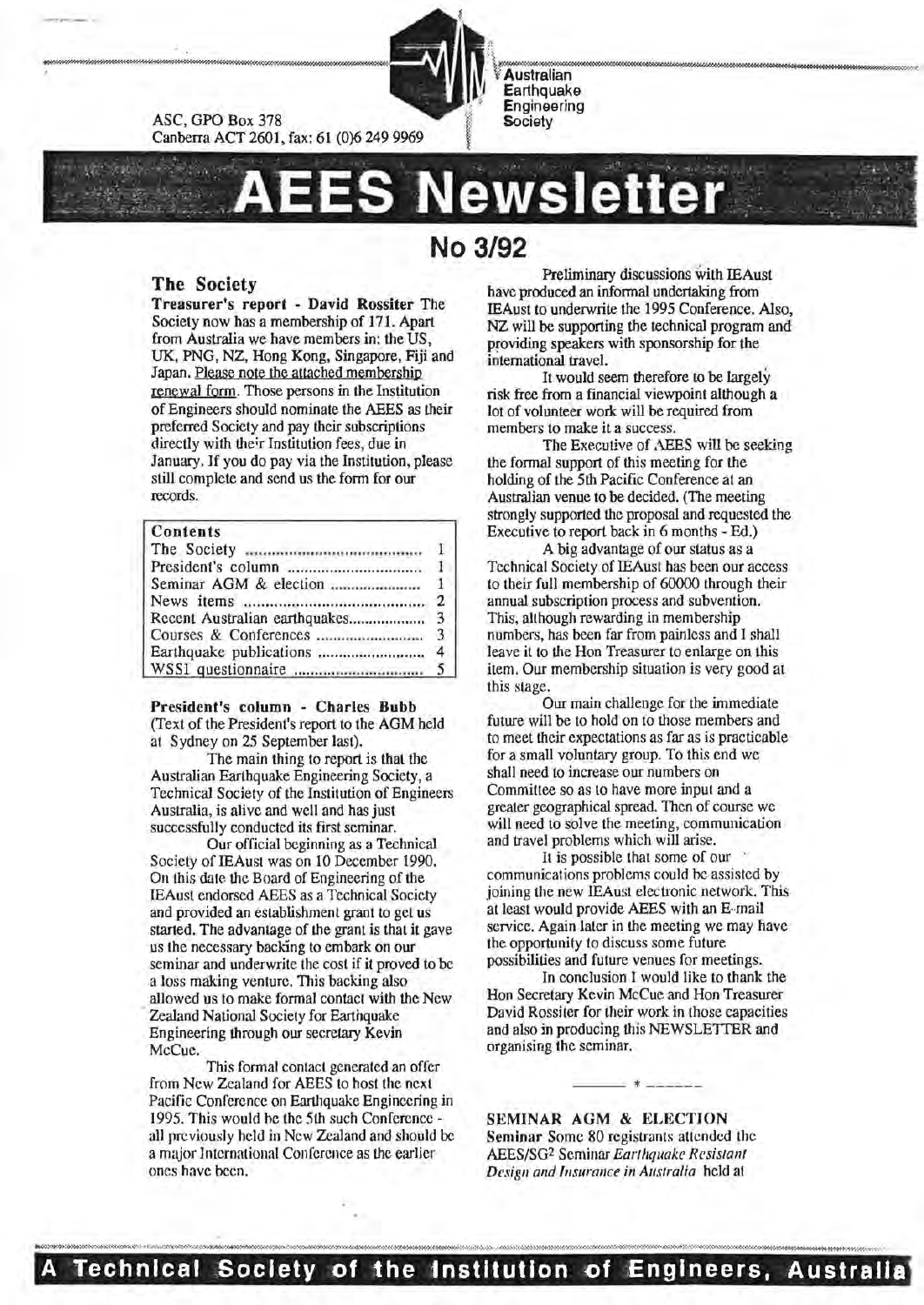ASC, GPO Box 378
Canberra ACT 2601, fax: 61 (0)6 249 9969

Australian
Earthquake
Engineering
Society

# AEES Newsletter

## No 3/92

### The Society

**Treasurer's report - David Rossiter** The Society now has a membership of 171. Apart from Australia we have members in: the US, UK, PNG, NZ, Hong Kong, Singapore, Fiji and Japan. Please note the attached membership renewal form. Those persons in the Institution of Engineers should nominate the AEES as their preferred Society and pay their subscriptions directly with their Institution fees, due in January. If you do pay via the Institution, please still complete and send us the form for our records.

| Contents | |
|---|---|
| The Society | 1 |
| President's column | 1 |
| Seminar AGM & election | 1 |
| News items | 2 |
| Recent Australian earthquakes | 3 |
| Courses & Conferences | 3 |
| Earthquake publications | 4 |
| WSSI questionnaire | 5 |

**President's column - Charles Bubb**
(Text of the President's report to the AGM held at Sydney on 25 September last).

The main thing to report is that the Australian Earthquake Engineering Society, a Technical Society of the Institution of Engineers Australia, is alive and well and has just successfully conducted its first seminar.

Our official beginning as a Technical Society of IEAust was on 10 December 1990. On this date the Board of Engineering of the IEAust endorsed AEES as a Technical Society and provided an establishment grant to get us started. The advantage of the grant is that it gave us the necessary backing to embark on our seminar and underwrite the cost if it proved to be a loss making venture. This backing also allowed us to make formal contact with the New Zealand National Society for Earthquake Engineering through our secretary Kevin McCue.

This formal contact generated an offer from New Zealand for AEES to host the next Pacific Conference on Earthquake Engineering in 1995. This would be the 5th such Conference - all previously held in New Zealand and should be a major International Conference as the earlier ones have been.

Preliminary discussions with IEAust have produced an informal undertaking from IEAust to underwrite the 1995 Conference. Also, NZ will be supporting the technical program and providing speakers with sponsorship for the international travel.

It would seem therefore to be largely risk free from a financial viewpoint although a lot of volunteer work will be required from members to make it a success.

The Executive of AEES will be seeking the formal support of this meeting for the holding of the 5th Pacific Conference at an Australian venue to be decided. (The meeting strongly supported the proposal and requested the Executive to report back in 6 months - Ed.)

A big advantage of our status as a Technical Society of IEAust has been our access to their full membership of 60000 through their annual subscription process and subvention. This, although rewarding in membership numbers, has been far from painless and I shall leave it to the Hon Treasurer to enlarge on this item. Our membership situation is very good at this stage.

Our main challenge for the immediate future will be to hold on to those members and to meet their expectations as far as is practicable for a small voluntary group. To this end we shall need to increase our numbers on Committee so as to have more input and a greater geographical spread. Then of course we will need to solve the meeting, communication and travel problems which will arise.

It is possible that some of our communications problems could be assisted by joining the new IEAust electronic network. This at least would provide AEES with an E-mail service. Again later in the meeting we may have the opportunity to discuss some future possibilities and future venues for meetings.

In conclusion I would like to thank the Hon Secretary Kevin McCue and Hon Treasurer David Rossiter for their work in those capacities and also in producing this NEWSLETTER and organising the seminar.

———— * ————

**SEMINAR AGM & ELECTION**

**Seminar** Some 80 registrants attended the AEES/SG[2] Seminar *Earthquake Resistant Design and Insurance in Australia* held at

A Technical Society of the Institution of Engineers, Australia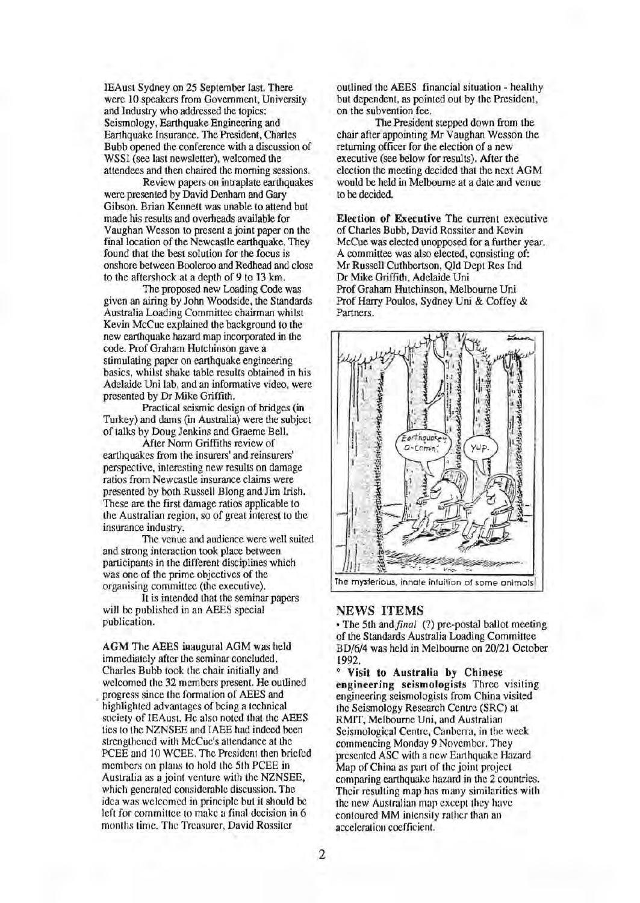IEAust Sydney on 25 September last. There were 10 speakers from Government, University and Industry who addressed the topics: Seismology, Earthquake Engineering and Earthquake Insurance. The President, Charles Bubb opened the conference with a discussion of WSSI (see last newsletter), welcomed the attendees and then chaired the morning sessions.

Review papers on intraplate earthquakes were presented by David Denham and Gary Gibson. Brian Kennett was unable to attend but made his results and overheads available for Vaughan Wesson to present a joint paper on the final location of the Newcastle earthquake. They found that the best solution for the focus is onshore between Booleroo and Redhead and close to the aftershock at a depth of 9 to 13 km.

The proposed new Loading Code was given an airing by John Woodside, the Standards Australia Loading Committee chairman whilst Kevin McCue explained the background to the new earthquake hazard map incorporated in the code. Prof Graham Hutchinson gave a stimulating paper on earthquake engineering basics, whilst shake table results obtained in his Adelaide Uni lab, and an informative video, were presented by Dr Mike Griffith.

Practical seismic design of bridges (in Turkey) and dams (in Australia) were the subject of talks by Doug Jenkins and Graeme Bell.

After Norm Griffiths review of earthquakes from the insurers' and reinsurers' perspective, interesting new results on damage ratios from Newcastle insurance claims were presented by both Russell Blong and Jim Irish. These are the first damage ratios applicable to the Australian region, so of great interest to the insurance industry.

The venue and audience were well suited and strong interaction took place between participants in the different disciplines which was one of the prime objectives of the organising committee (the executive).

It is intended that the seminar papers will be published in an AEES special publication.

**AGM** The AEES inaugural AGM was held immediately after the seminar concluded. Charles Bubb took the chair initially and welcomed the 32 members present. He outlined progress since the formation of AEES and highlighted advantages of being a technical society of IEAust. He also noted that the AEES ties to the NZNSEE and IAEE had indeed been strengthened with McCue's attendance at the PCEE and 10 WCEE. The President then briefed members on plans to hold the 5th PCEE in Australia as a joint venture with the NZNSEE, which generated considerable discussion. The idea was welcomed in principle but it should be left for committee to make a final decision in 6 months time. The Treasurer, David Rossiter outlined the AEES financial situation - healthy but dependent, as pointed out by the President, on the subvention fee.

The President stepped down from the chair after appointing Mr Vaughan Wesson the returning officer for the election of a new executive (see below for results). After the election the meeting decided that the next AGM would be held in Melbourne at a date and venue to be decided.

**Election of Executive** The current executive of Charles Bubb, David Rossiter and Kevin McCue was elected unopposed for a further year. A committee was also elected, consisting of:
Mr Russell Cuthbertson, Qld Dept Res Ind
Dr Mike Griffith, Adelaide Uni
Prof Graham Hutchinson, Melbourne Uni
Prof Harry Poulos, Sydney Uni & Coffey & Partners.

The mysterious, innate intuition of some animals

## NEWS ITEMS

- The 5th and *final* (?) pre-postal ballot meeting of the Standards Australia Loading Committee BD/6/4 was held in Melbourne on 20/21 October 1992.

- **Visit to Australia by Chinese engineering seismologists** Three visiting engineering seismologists from China visited the Seismology Research Centre (SRC) at RMIT, Melbourne Uni, and Australian Seismological Centre, Canberra, in the week commencing Monday 9 November. They presented ASC with a new Earthquake Hazard Map of China as part of the joint project comparing earthquake hazard in the 2 countries. Their resulting map has many similarities with the new Australian map except they have contoured MM intensity rather than an acceleration coefficient.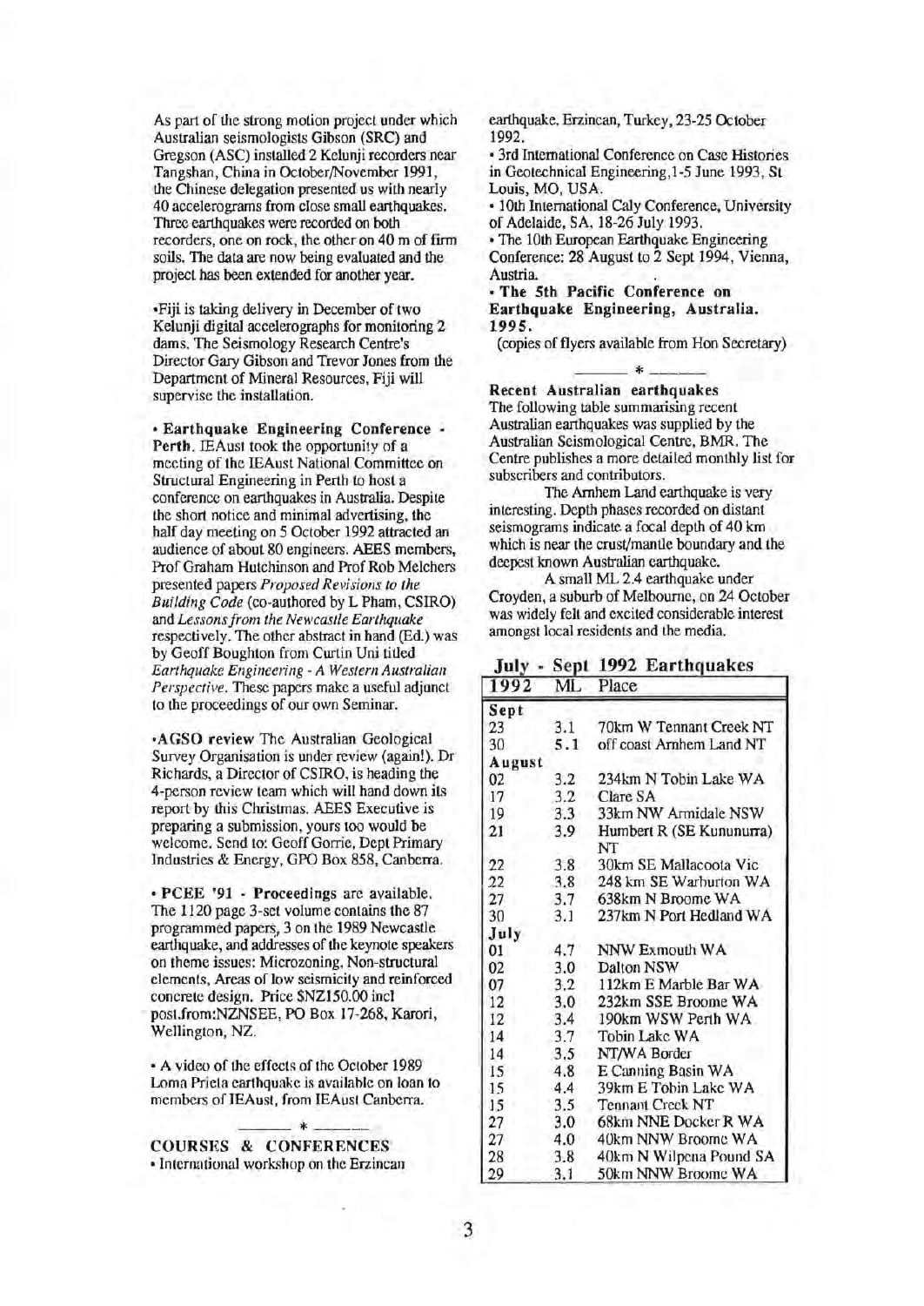As part of the strong motion project under which Australian seismologists Gibson (SRC) and Gregson (ASC) installed 2 Kelunji recorders near Tangshan, China in October/November 1991, the Chinese delegation presented us with nearly 40 accelerograms from close small earthquakes. Three earthquakes were recorded on both recorders, one on rock, the other on 40 m of firm soils. The data are now being evaluated and the project has been extended for another year.

•Fiji is taking delivery in December of two Kelunji digital accelerographs for monitoring 2 dams. The Seismology Research Centre's Director Gary Gibson and Trevor Jones from the Department of Mineral Resources, Fiji will supervise the installation.

• **Earthquake Engineering Conference - Perth.** IEAust took the opportunity of a meeting of the IEAust National Committee on Structural Engineering in Perth to host a conference on earthquakes in Australia. Despite the short notice and minimal advertising, the half day meeting on 5 October 1992 attracted an audience of about 80 engineers. AEES members, Prof Graham Hutchinson and Prof Rob Melchers presented papers *Proposed Revisions to the Building Code* (co-authored by L Pham, CSIRO) and *Lessons from the Newcastle Earthquake* respectively. The other abstract in hand (Ed.) was by Geoff Boughton from Curtin Uni titled *Earthquake Engineering - A Western Australian Perspective*. These papers make a useful adjunct to the proceedings of our own Seminar.

•**AGSO review** The Australian Geological Survey Organisation is under review (again!). Dr Richards, a Director of CSIRO, is heading the 4-person review team which will hand down its report by this Christmas. AEES Executive is preparing a submission, yours too would be welcome. Send to: Geoff Gorrie, Dept Primary Industries & Energy, GPO Box 858, Canberra.

• **PCEE '91 - Proceedings** are available. The 1120 page 3-set volume contains the 87 programmed papers, 3 on the 1989 Newcastle earthquake, and addresses of the keynote speakers on theme issues: Microzoning, Non-structural elements, Areas of low seismicity and reinforced concrete design. Price $NZ150.00 incl post.from:NZNSEE, PO Box 17-268, Karori, Wellington, NZ.

• A video of the effects of the October 1989 Loma Prieta earthquake is available on loan to members of IEAust, from IEAust Canberra.

\* 

**COURSES & CONFERENCES**

• International workshop on the Erzincan earthquake, Erzincan, Turkey, 23-25 October 1992.

• 3rd International Conference on Case Histories in Geotechnical Engineering,1-5 June 1993, St Louis, MO, USA.

• 10th International Caly Conference, University of Adelaide, SA, 18-26 July 1993.

• The 10th European Earthquake Engineering Conference: 28 August to 2 Sept 1994, Vienna, Austria.

• **The 5th Pacific Conference on Earthquake Engineering, Australia. 1995.**

(copies of flyers available from Hon Secretary)

\* 

**Recent Australian earthquakes**

The following table summarising recent Australian earthquakes was supplied by the Australian Seismological Centre, BMR. The Centre publishes a more detailed monthly list for subscribers and contributors.

The Arnhem Land earthquake is very interesting. Depth phases recorded on distant seismograms indicate a focal depth of 40 km which is near the crust/mantle boundary and the deepest known Australian earthquake.

A small ML 2.4 earthquake under Croyden, a suburb of Melbourne, on 24 October was widely felt and excited considerable interest amongst local residents and the media.

**July - Sept 1992 Earthquakes**

| 1992 | ML | Place |
|---|---|---|
| **Sept** | | |
| 23 | 3.1 | 70km W Tennant Creek NT |
| 30 | 5.1 | off coast Arnhem Land NT |
| **August** | | |
| 02 | 3.2 | 234km N Tobin Lake WA |
| 17 | 3.2 | Clare SA |
| 19 | 3.3 | 33km NW Armidale NSW |
| 21 | 3.9 | Humbert R (SE Kununurra) NT |
| 22 | 3.8 | 30km SE Mallacoota Vic |
| 22 | 3.8 | 248 km SE Warburton WA |
| 27 | 3.7 | 638km N Broome WA |
| 30 | 3.1 | 237km N Port Hedland WA |
| **July** | | |
| 01 | 4.7 | NNW Exmouth WA |
| 02 | 3.0 | Dalton NSW |
| 07 | 3.2 | 112km E Marble Bar WA |
| 12 | 3.0 | 232km SSE Broome WA |
| 12 | 3.4 | 190km WSW Perth WA |
| 14 | 3.7 | Tobin Lake WA |
| 14 | 3.5 | NT/WA Border |
| 15 | 4.8 | E Canning Basin WA |
| 15 | 4.4 | 39km E Tobin Lake WA |
| 15 | 3.5 | Tennant Creek NT |
| 27 | 3.0 | 68km NNE Docker R WA |
| 27 | 4.0 | 40km NNW Broome WA |
| 28 | 3.8 | 40km N Wilpena Pound SA |
| 29 | 3.1 | 50km NNW Broome WA |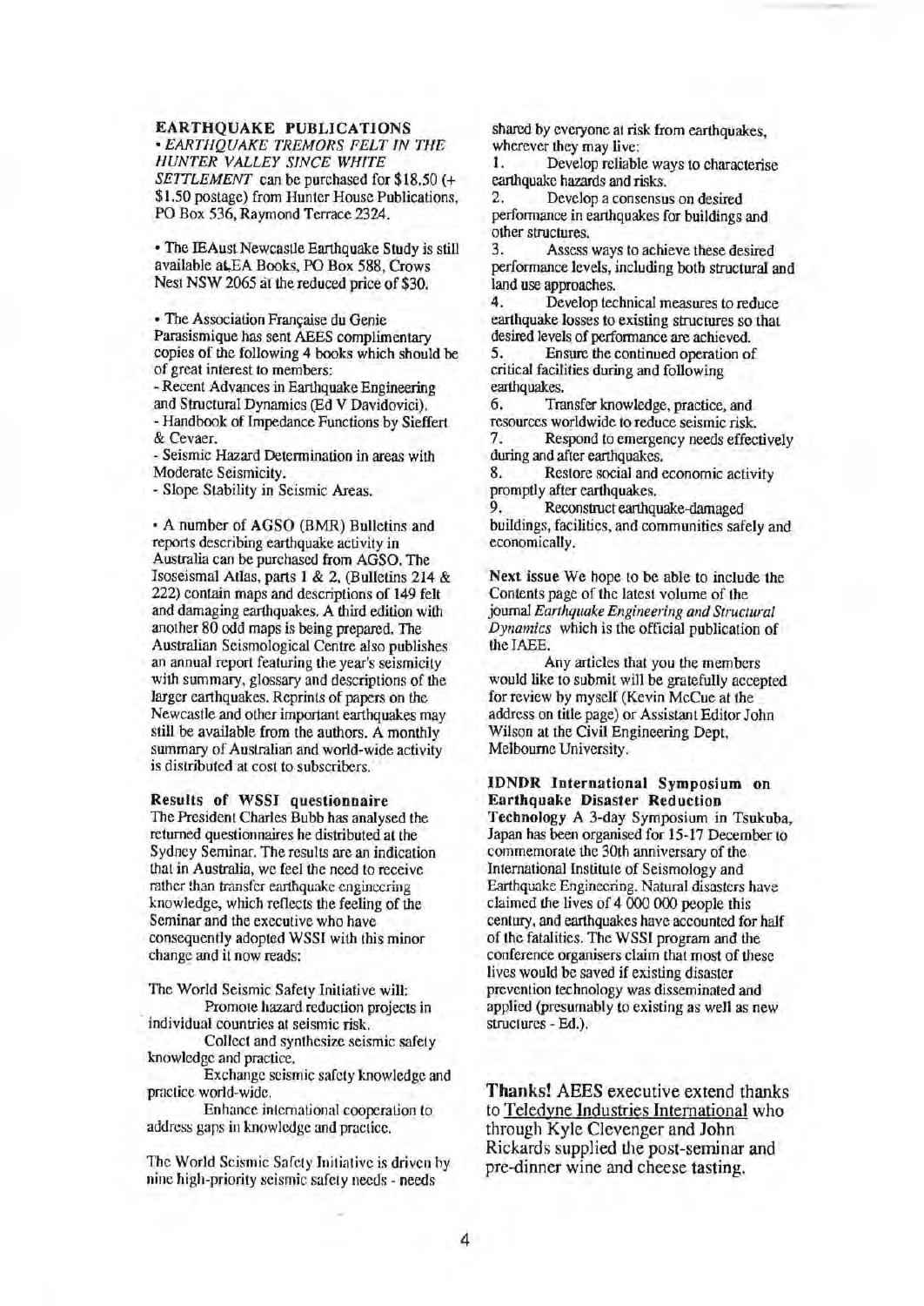## EARTHQUAKE PUBLICATIONS

- *EARTHQUAKE TREMORS FELT IN THE HUNTER VALLEY SINCE WHITE SETTLEMENT* can be purchased for $18.50 (+ $1.50 postage) from Hunter House Publications, PO Box 536, Raymond Terrace 2324.

- The IEAust Newcastle Earthquake Study is still available at EA Books, PO Box 588, Crows Nest NSW 2065 at the reduced price of $30.

- The Association Française du Genie Parasismique has sent AEES complimentary copies of the following 4 books which should be of great interest to members:
  - Recent Advances in Earthquake Engineering and Structural Dynamics (Ed V Davidovici).
  - Handbook of Impedance Functions by Sieffert & Cevaer.
  - Seismic Hazard Determination in areas with Moderate Seismicity.
  - Slope Stability in Seismic Areas.

- A number of AGSO (BMR) Bulletins and reports describing earthquake activity in Australia can be purchased from AGSO. The Isoseismal Atlas, parts 1 & 2, (Bulletins 214 & 222) contain maps and descriptions of 149 felt and damaging earthquakes. A third edition with another 80 odd maps is being prepared. The Australian Seismological Centre also publishes an annual report featuring the year's seismicity with summary, glossary and descriptions of the larger earthquakes. Reprints of papers on the Newcastle and other important earthquakes may still be available from the authors. A monthly summary of Australian and world-wide activity is distributed at cost to subscribers.

## Results of WSSI questionnaire

The President Charles Bubb has analysed the returned questionnaires he distributed at the Sydney Seminar. The results are an indication that in Australia, we feel the need to receive rather than transfer earthquake engineering knowledge, which reflects the feeling of the Seminar and the executive who have consequently adopted WSSI with this minor change and it now reads:

The World Seismic Safety Initiative will:

Promote hazard reduction projects in individual countries at seismic risk.

Collect and synthesize seismic safety knowledge and practice.

Exchange seismic safety knowledge and practice world-wide.

Enhance international cooperation to address gaps in knowledge and practice.

The World Seismic Safety Initiative is driven by nine high-priority seismic safety needs - needs shared by everyone at risk from earthquakes, wherever they may live:

1. Develop reliable ways to characterise earthquake hazards and risks.
2. Develop a consensus on desired performance in earthquakes for buildings and other structures.
3. Assess ways to achieve these desired performance levels, including both structural and land use approaches.
4. Develop technical measures to reduce earthquake losses to existing structures so that desired levels of performance are achieved.
5. Ensure the continued operation of critical facilities during and following earthquakes.
6. Transfer knowledge, practice, and resources worldwide to reduce seismic risk.
7. Respond to emergency needs effectively during and after earthquakes.
8. Restore social and economic activity promptly after earthquakes.
9. Reconstruct earthquake-damaged buildings, facilities, and communities safely and economically.

**Next issue** We hope to be able to include the Contents page of the latest volume of the journal *Earthquake Engineering and Structural Dynamics* which is the official publication of the IAEE.

Any articles that you the members would like to submit will be gratefully accepted for review by myself (Kevin McCue at the address on title page) or Assistant Editor John Wilson at the Civil Engineering Dept, Melbourne University.

**IDNDR International Symposium on Earthquake Disaster Reduction Technology** A 3-day Symposium in Tsukuba, Japan has been organised for 15-17 December to commemorate the 30th anniversary of the International Institute of Seismology and Earthquake Engineering. Natural disasters have claimed the lives of 4 000 000 people this century, and earthquakes have accounted for half of the fatalities. The WSSI program and the conference organisers claim that most of these lives would be saved if existing disaster prevention technology was disseminated and applied (presumably to existing as well as new structures - Ed.).

**Thanks!** AEES executive extend thanks to Teledyne Industries International who through Kyle Clevenger and John Rickards supplied the post-seminar and pre-dinner wine and cheese tasting.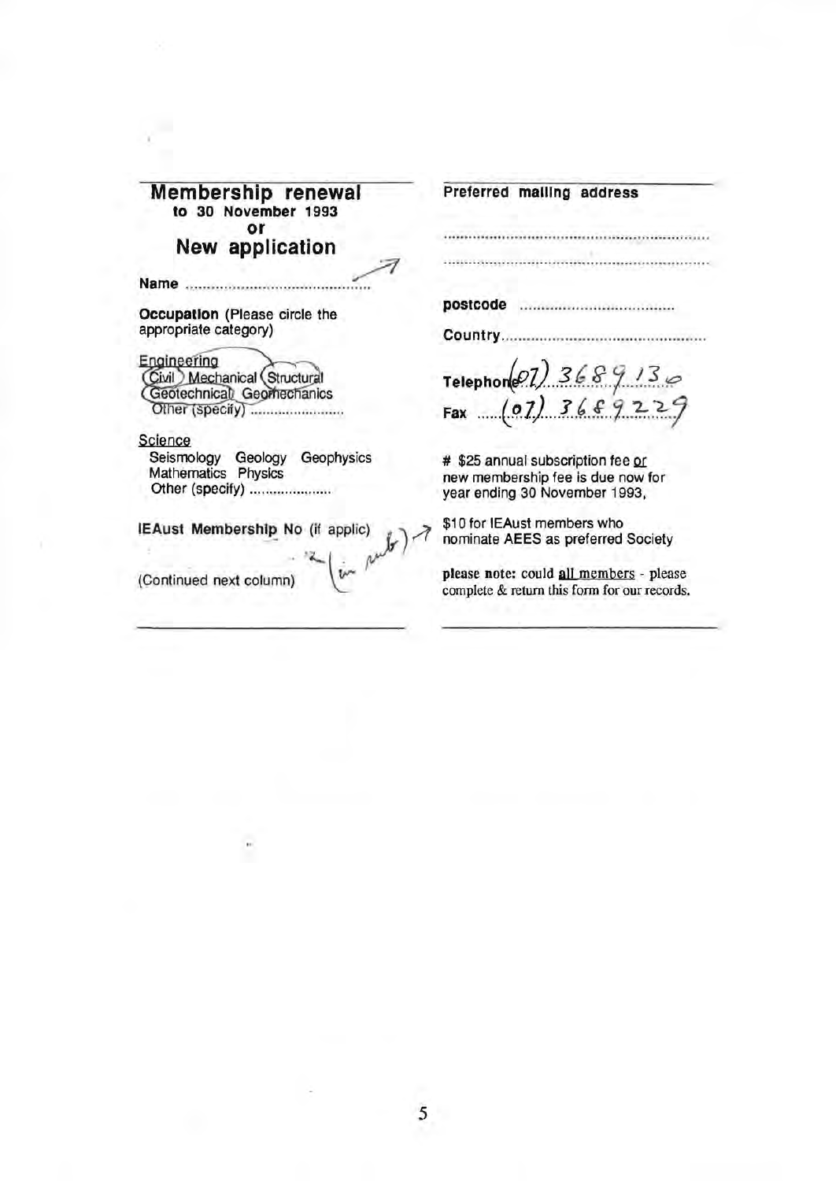## Membership renewal
**to 30 November 1993**
**or**
## New application

**Name** ............................................

**Occupation** (Please circle the appropriate category)

Engineering
Civil Mechanical Structural
Geotechnical Geomechanics
Other (specify) ........................

Science
Seismology Geology Geophysics
Mathematics Physics
Other (specify) .....................

**IEAust Membership No** (if applic) (in pub)

(Continued next column)

**Preferred mailing address**

..................................................................

..................................................................

**postcode** ....................................

**Country**...............................................

**Telephone** (07) 3689130

**Fax** (07) 3689229

# $25 annual subscription fee or new membership fee is due now for year ending 30 November 1993,

$10 for IEAust members who nominate AEES as preferred Society

**please note:** could all members - please complete & return this form for our records.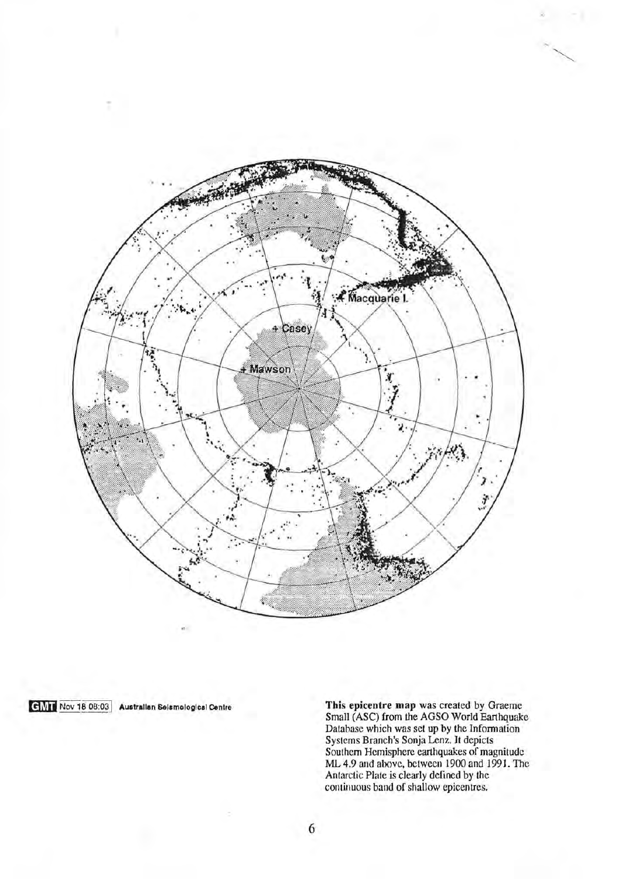Macquarie I.

Casey

Mawson

GMT Nov 18 08:03 Australian Seismological Centre

**This epicentre map** was created by Graeme Small (ASC) from the AGSO World Earthquake Database which was set up by the Information Systems Branch's Sonja Lenz. It depicts Southern Hemisphere earthquakes of magnitude ML 4.9 and above, between 1900 and 1991. The Antarctic Plate is clearly defined by the continuous band of shallow epicentres.